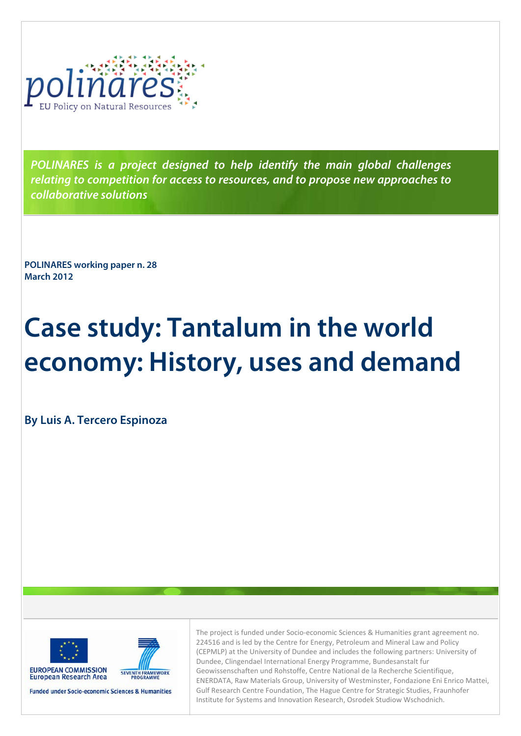polinares

EU Policy on Natural Resources

*POLINARES is a project designed to help identify the main global challenges relating to competition for access to resources, and to propose new approaches to collaborative solutions*

**POLINARES working paper n. 28**
**March 2012**

# Case study: Tantalum in the world economy: History, uses and demand

**By Luis A. Tercero Espinoza**

EUROPEAN COMMISSION
European Research Area

SEVENTH FRAMEWORK PROGRAMME

Funded under Socio-economic Sciences & Humanities

The project is funded under Socio-economic Sciences & Humanities grant agreement no. 224516 and is led by the Centre for Energy, Petroleum and Mineral Law and Policy (CEPMLP) at the University of Dundee and includes the following partners: University of Dundee, Clingendael International Energy Programme, Bundesanstalt fur Geowissenschaften und Rohstoffe, Centre National de la Recherche Scientifique, ENERDATA, Raw Materials Group, University of Westminster, Fondazione Eni Enrico Mattei, Gulf Research Centre Foundation, The Hague Centre for Strategic Studies, Fraunhofer Institute for Systems and Innovation Research, Osrodek Studiow Wschodnich.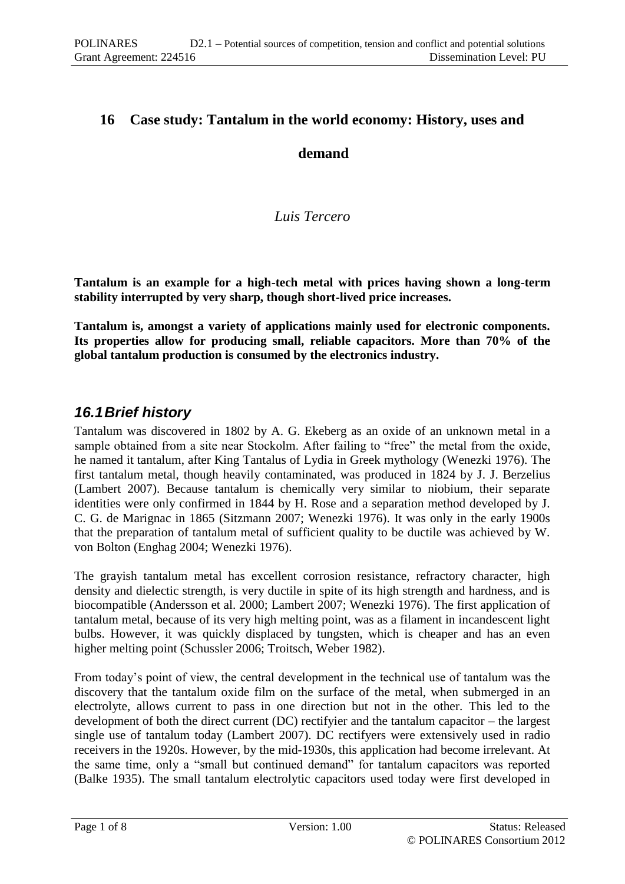# 16 Case study: Tantalum in the world economy: History, uses and demand

*Luis Tercero*

**Tantalum is an example for a high-tech metal with prices having shown a long-term stability interrupted by very sharp, though short-lived price increases.**

**Tantalum is, amongst a variety of applications mainly used for electronic components. Its properties allow for producing small, reliable capacitors. More than 70% of the global tantalum production is consumed by the electronics industry.**

## *16.1 Brief history*

Tantalum was discovered in 1802 by A. G. Ekeberg as an oxide of an unknown metal in a sample obtained from a site near Stockolm. After failing to "free" the metal from the oxide, he named it tantalum, after King Tantalus of Lydia in Greek mythology (Wenezki 1976). The first tantalum metal, though heavily contaminated, was produced in 1824 by J. J. Berzelius (Lambert 2007). Because tantalum is chemically very similar to niobium, their separate identities were only confirmed in 1844 by H. Rose and a separation method developed by J. C. G. de Marignac in 1865 (Sitzmann 2007; Wenezki 1976). It was only in the early 1900s that the preparation of tantalum metal of sufficient quality to be ductile was achieved by W. von Bolton (Enghag 2004; Wenezki 1976).

The grayish tantalum metal has excellent corrosion resistance, refractory character, high density and dielectic strength, is very ductile in spite of its high strength and hardness, and is biocompatible (Andersson et al. 2000; Lambert 2007; Wenezki 1976). The first application of tantalum metal, because of its very high melting point, was as a filament in incandescent light bulbs. However, it was quickly displaced by tungsten, which is cheaper and has an even higher melting point (Schussler 2006; Troitsch, Weber 1982).

From today's point of view, the central development in the technical use of tantalum was the discovery that the tantalum oxide film on the surface of the metal, when submerged in an electrolyte, allows current to pass in one direction but not in the other. This led to the development of both the direct current (DC) rectifyier and the tantalum capacitor – the largest single use of tantalum today (Lambert 2007). DC rectifyers were extensively used in radio receivers in the 1920s. However, by the mid-1930s, this application had become irrelevant. At the same time, only a "small but continued demand" for tantalum capacitors was reported (Balke 1935). The small tantalum electrolytic capacitors used today were first developed in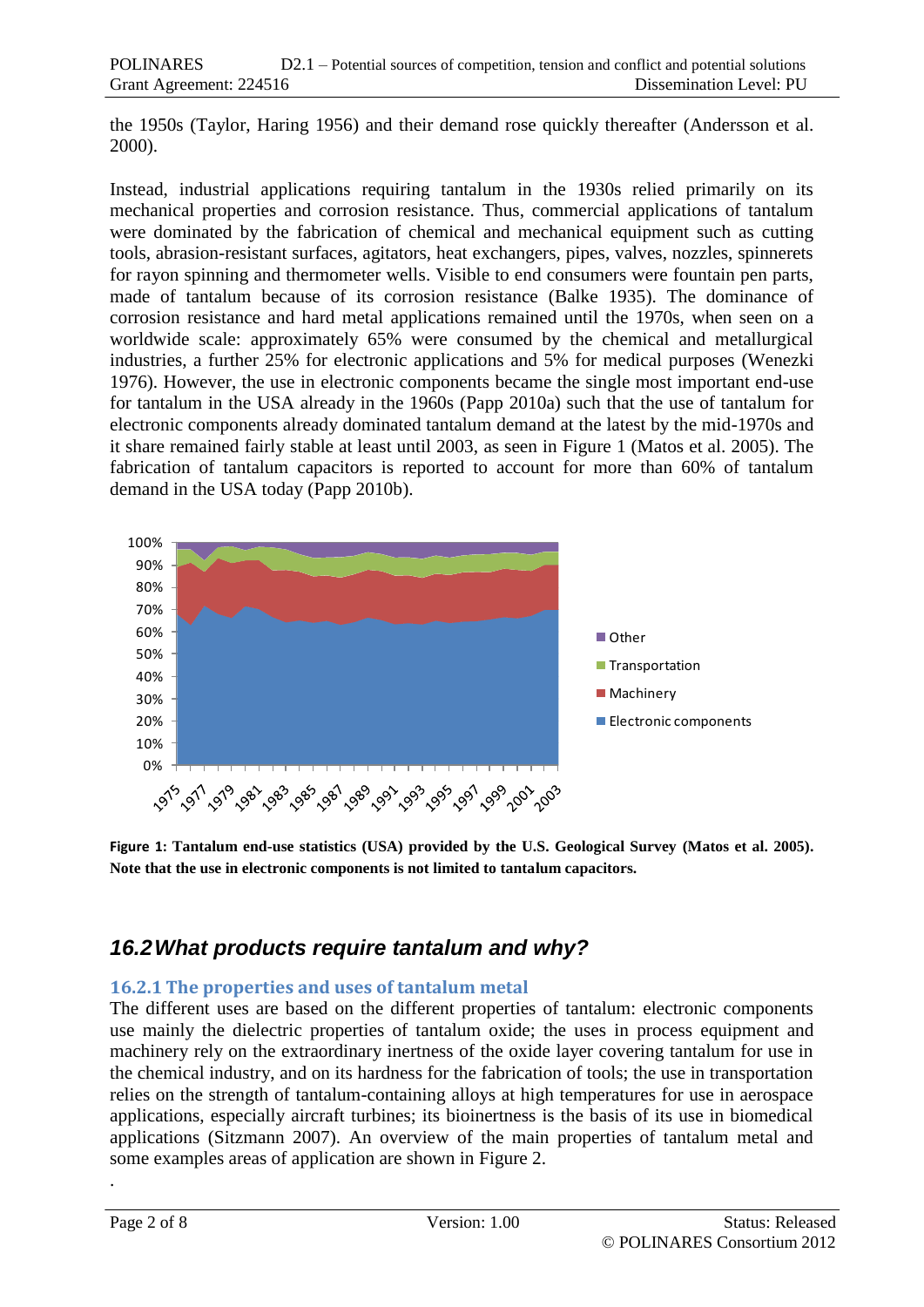the 1950s (Taylor, Haring 1956) and their demand rose quickly thereafter (Andersson et al. 2000).

Instead, industrial applications requiring tantalum in the 1930s relied primarily on its mechanical properties and corrosion resistance. Thus, commercial applications of tantalum were dominated by the fabrication of chemical and mechanical equipment such as cutting tools, abrasion-resistant surfaces, agitators, heat exchangers, pipes, valves, nozzles, spinnerets for rayon spinning and thermometer wells. Visible to end consumers were fountain pen parts, made of tantalum because of its corrosion resistance (Balke 1935). The dominance of corrosion resistance and hard metal applications remained until the 1970s, when seen on a worldwide scale: approximately 65% were consumed by the chemical and metallurgical industries, a further 25% for electronic applications and 5% for medical purposes (Wenezki 1976). However, the use in electronic components became the single most important end-use for tantalum in the USA already in the 1960s (Papp 2010a) such that the use of tantalum for electronic components already dominated tantalum demand at the latest by the mid-1970s and it share remained fairly stable at least until 2003, as seen in Figure 1 (Matos et al. 2005). The fabrication of tantalum capacitors is reported to account for more than 60% of tantalum demand in the USA today (Papp 2010b).

**Figure 1: Tantalum end-use statistics (USA) provided by the U.S. Geological Survey (Matos et al. 2005). Note that the use in electronic components is not limited to tantalum capacitors.**

## *16.2 What products require tantalum and why?*

### 16.2.1 The properties and uses of tantalum metal

The different uses are based on the different properties of tantalum: electronic components use mainly the dielectric properties of tantalum oxide; the uses in process equipment and machinery rely on the extraordinary inertness of the oxide layer covering tantalum for use in the chemical industry, and on its hardness for the fabrication of tools; the use in transportation relies on the strength of tantalum-containing alloys at high temperatures for use in aerospace applications, especially aircraft turbines; its bioinertness is the basis of its use in biomedical applications (Sitzmann 2007). An overview of the main properties of tantalum metal and some examples areas of application are shown in Figure 2.

.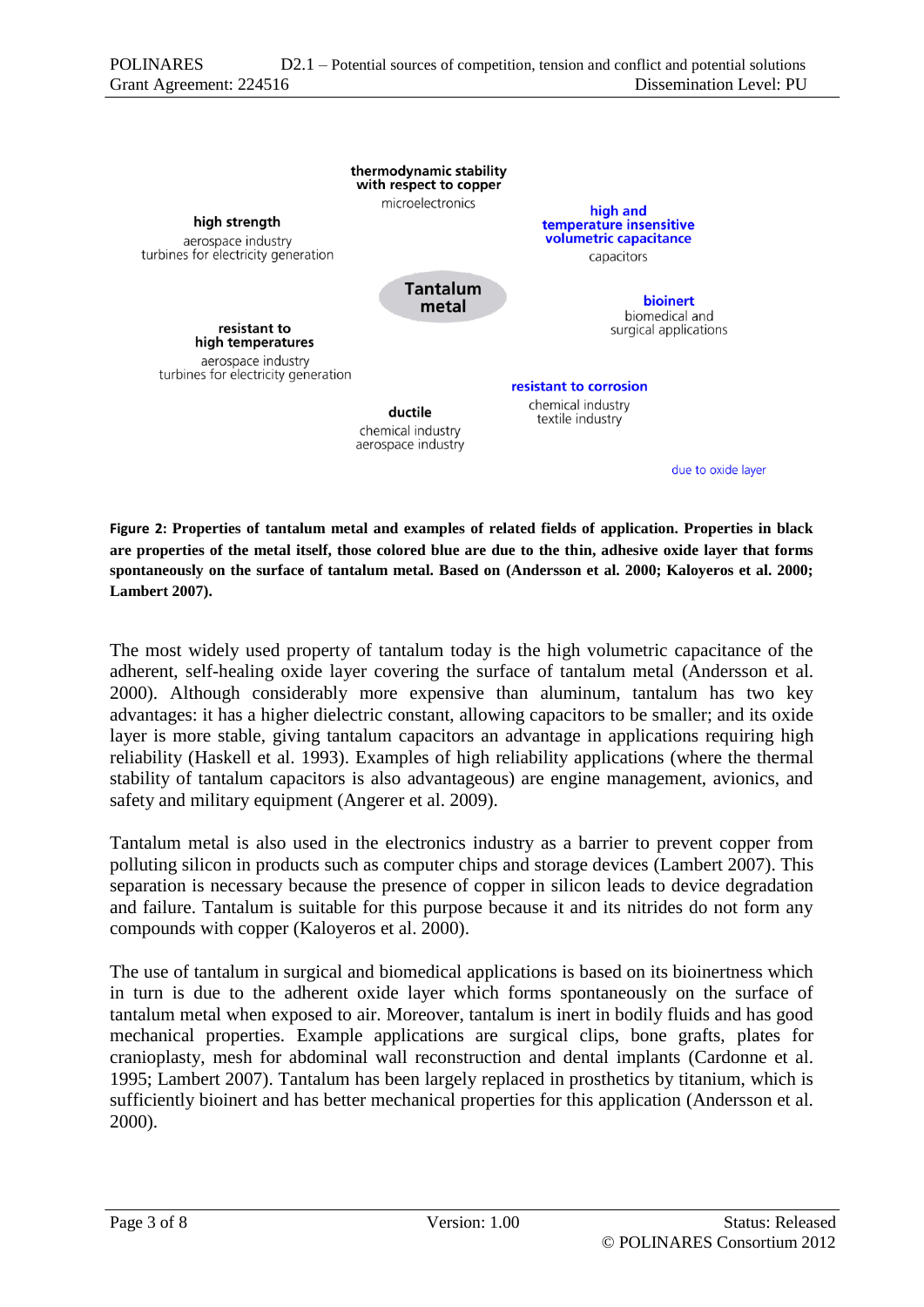**Tantalum metal**

**thermodynamic stability with respect to copper**
microelectronics

**high strength**
aerospace industry
turbines for electricity generation

**high and temperature insensitive volumetric capacitance**
capacitors

**bioinert**
biomedical and surgical applications

**resistant to high temperatures**
aerospace industry
turbines for electricity generation

**resistant to corrosion**
chemical industry
textile industry

**ductile**
chemical industry
aerospace industry

due to oxide layer

**Figure 2: Properties of tantalum metal and examples of related fields of application. Properties in black are properties of the metal itself, those colored blue are due to the thin, adhesive oxide layer that forms spontaneously on the surface of tantalum metal. Based on (Andersson et al. 2000; Kaloyeros et al. 2000; Lambert 2007).**

The most widely used property of tantalum today is the high volumetric capacitance of the adherent, self-healing oxide layer covering the surface of tantalum metal (Andersson et al. 2000). Although considerably more expensive than aluminum, tantalum has two key advantages: it has a higher dielectric constant, allowing capacitors to be smaller; and its oxide layer is more stable, giving tantalum capacitors an advantage in applications requiring high reliability (Haskell et al. 1993). Examples of high reliability applications (where the thermal stability of tantalum capacitors is also advantageous) are engine management, avionics, and safety and military equipment (Angerer et al. 2009).

Tantalum metal is also used in the electronics industry as a barrier to prevent copper from polluting silicon in products such as computer chips and storage devices (Lambert 2007). This separation is necessary because the presence of copper in silicon leads to device degradation and failure. Tantalum is suitable for this purpose because it and its nitrides do not form any compounds with copper (Kaloyeros et al. 2000).

The use of tantalum in surgical and biomedical applications is based on its bioinertness which in turn is due to the adherent oxide layer which forms spontaneously on the surface of tantalum metal when exposed to air. Moreover, tantalum is inert in bodily fluids and has good mechanical properties. Example applications are surgical clips, bone grafts, plates for cranioplasty, mesh for abdominal wall reconstruction and dental implants (Cardonne et al. 1995; Lambert 2007). Tantalum has been largely replaced in prosthetics by titanium, which is sufficiently bioinert and has better mechanical properties for this application (Andersson et al. 2000).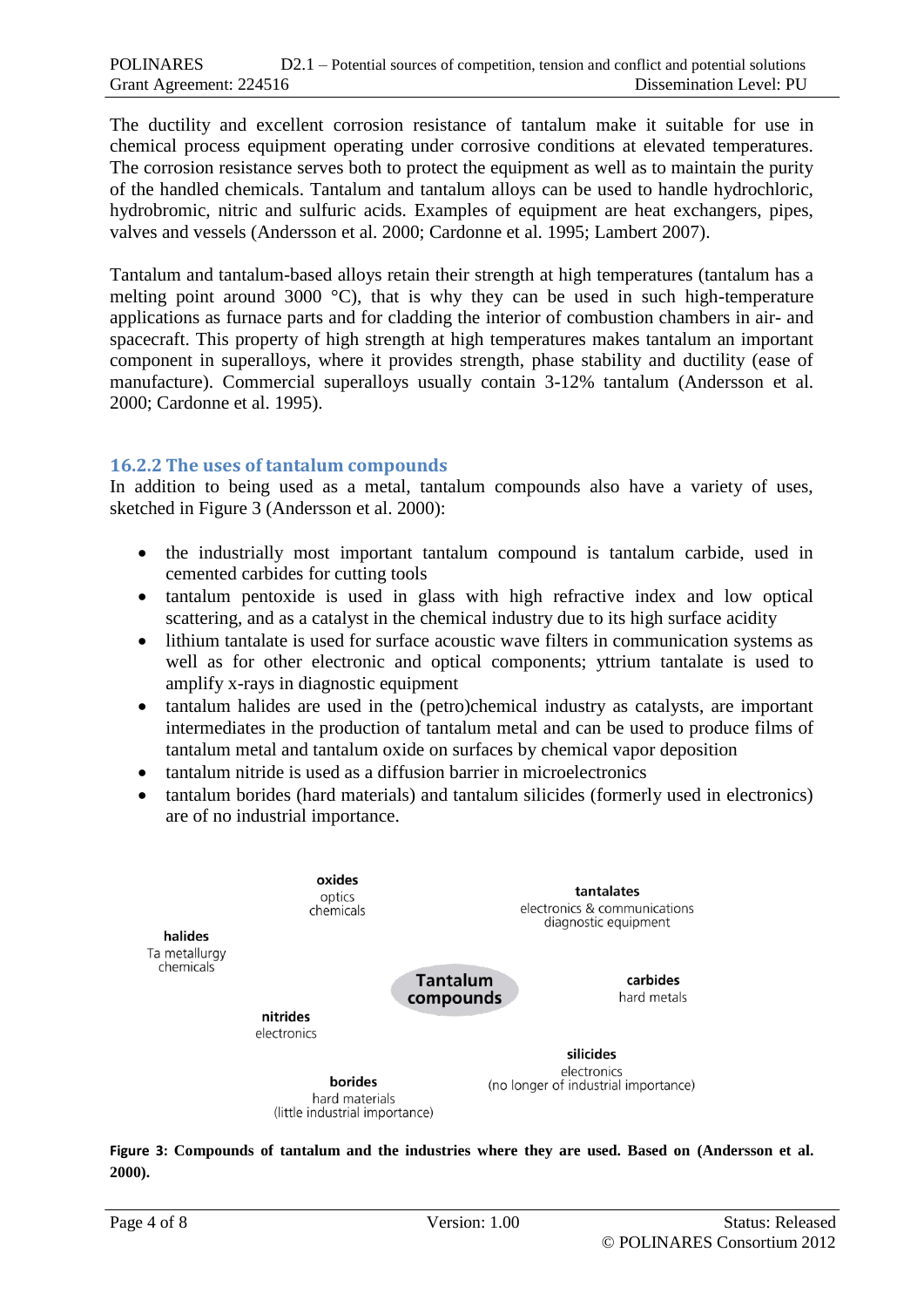The ductility and excellent corrosion resistance of tantalum make it suitable for use in chemical process equipment operating under corrosive conditions at elevated temperatures. The corrosion resistance serves both to protect the equipment as well as to maintain the purity of the handled chemicals. Tantalum and tantalum alloys can be used to handle hydrochloric, hydrobromic, nitric and sulfuric acids. Examples of equipment are heat exchangers, pipes, valves and vessels (Andersson et al. 2000; Cardonne et al. 1995; Lambert 2007).

Tantalum and tantalum-based alloys retain their strength at high temperatures (tantalum has a melting point around 3000 °C), that is why they can be used in such high-temperature applications as furnace parts and for cladding the interior of combustion chambers in air- and spacecraft. This property of high strength at high temperatures makes tantalum an important component in superalloys, where it provides strength, phase stability and ductility (ease of manufacture). Commercial superalloys usually contain 3-12% tantalum (Andersson et al. 2000; Cardonne et al. 1995).

### 16.2.2 The uses of tantalum compounds

In addition to being used as a metal, tantalum compounds also have a variety of uses, sketched in Figure 3 (Andersson et al. 2000):

- the industrially most important tantalum compound is tantalum carbide, used in cemented carbides for cutting tools
- tantalum pentoxide is used in glass with high refractive index and low optical scattering, and as a catalyst in the chemical industry due to its high surface acidity
- lithium tantalate is used for surface acoustic wave filters in communication systems as well as for other electronic and optical components; yttrium tantalate is used to amplify x-rays in diagnostic equipment
- tantalum halides are used in the (petro)chemical industry as catalysts, are important intermediates in the production of tantalum metal and can be used to produce films of tantalum metal and tantalum oxide on surfaces by chemical vapor deposition
- tantalum nitride is used as a diffusion barrier in microelectronics
- tantalum borides (hard materials) and tantalum silicides (formerly used in electronics) are of no industrial importance.

**Tantalum compounds**

- **oxides**: optics, chemicals
- **tantalates**: electronics & communications, diagnostic equipment
- **halides**: Ta metallurgy, chemicals
- **carbides**: hard metals
- **nitrides**: electronics
- **silicides**: electronics (no longer of industrial importance)
- **borides**: hard materials (little industrial importance)

**Figure 3: Compounds of tantalum and the industries where they are used. Based on (Andersson et al. 2000).**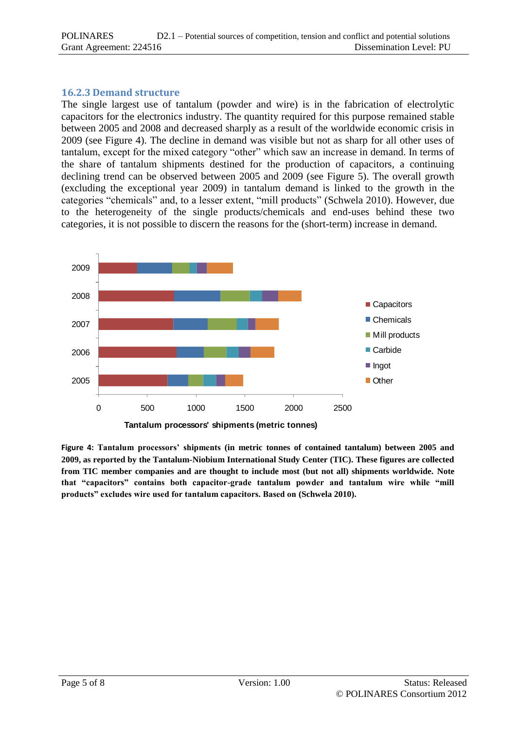### 16.2.3 Demand structure

The single largest use of tantalum (powder and wire) is in the fabrication of electrolytic capacitors for the electronics industry. The quantity required for this purpose remained stable between 2005 and 2008 and decreased sharply as a result of the worldwide economic crisis in 2009 (see Figure 4). The decline in demand was visible but not as sharp for all other uses of tantalum, except for the mixed category "other" which saw an increase in demand. In terms of the share of tantalum shipments destined for the production of capacitors, a continuing declining trend can be observed between 2005 and 2009 (see Figure 5). The overall growth (excluding the exceptional year 2009) in tantalum demand is linked to the growth in the categories "chemicals" and, to a lesser extent, "mill products" (Schwela 2010). However, due to the heterogeneity of the single products/chemicals and end-uses behind these two categories, it is not possible to discern the reasons for the (short-term) increase in demand.

**Figure 4: Tantalum processors' shipments (in metric tonnes of contained tantalum) between 2005 and 2009, as reported by the Tantalum-Niobium International Study Center (TIC). These figures are collected from TIC member companies and are thought to include most (but not all) shipments worldwide. Note that "capacitors" contains both capacitor-grade tantalum powder and tantalum wire while "mill products" excludes wire used for tantalum capacitors. Based on (Schwela 2010).**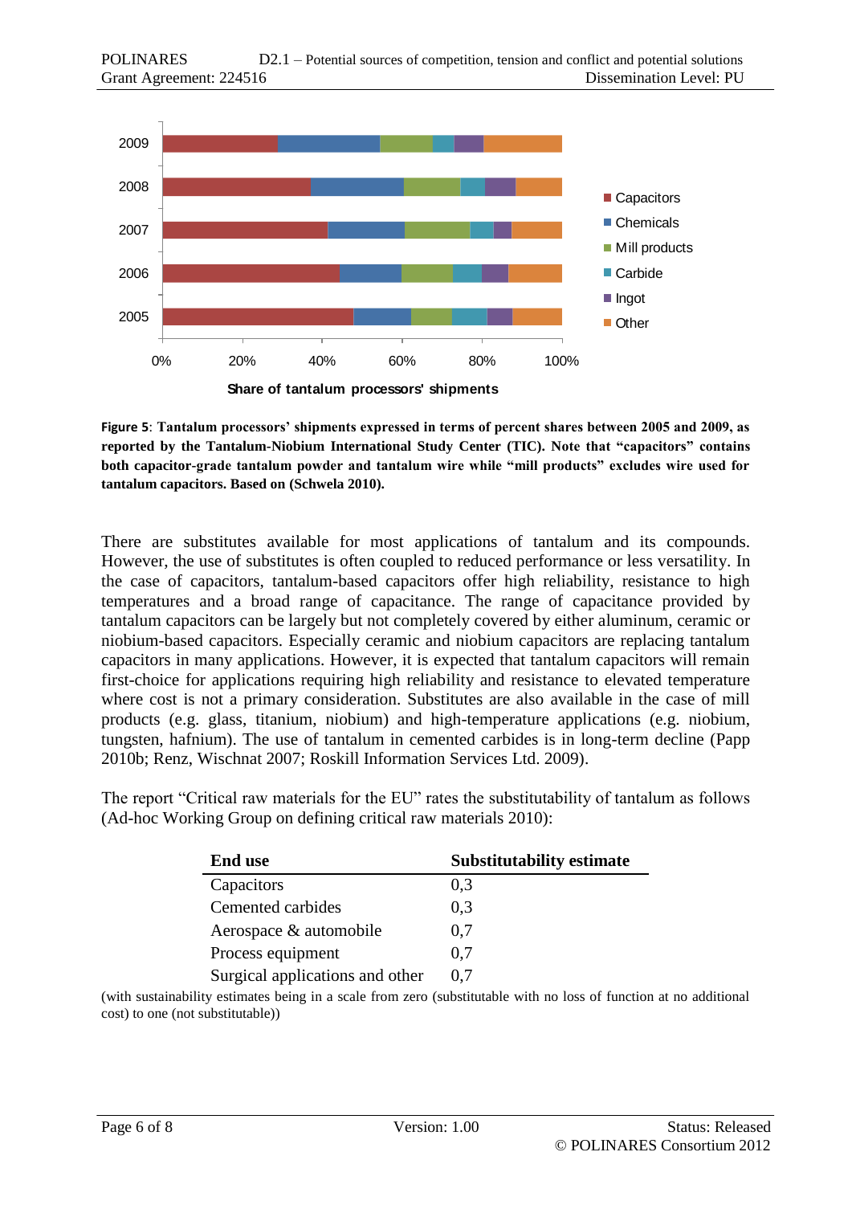**Figure 5**: **Tantalum processors' shipments expressed in terms of percent shares between 2005 and 2009, as reported by the Tantalum-Niobium International Study Center (TIC). Note that "capacitors" contains both capacitor-grade tantalum powder and tantalum wire while "mill products" excludes wire used for tantalum capacitors. Based on (Schwela 2010).**

There are substitutes available for most applications of tantalum and its compounds. However, the use of substitutes is often coupled to reduced performance or less versatility. In the case of capacitors, tantalum-based capacitors offer high reliability, resistance to high temperatures and a broad range of capacitance. The range of capacitance provided by tantalum capacitors can be largely but not completely covered by either aluminum, ceramic or niobium-based capacitors. Especially ceramic and niobium capacitors are replacing tantalum capacitors in many applications. However, it is expected that tantalum capacitors will remain first-choice for applications requiring high reliability and resistance to elevated temperature where cost is not a primary consideration. Substitutes are also available in the case of mill products (e.g. glass, titanium, niobium) and high-temperature applications (e.g. niobium, tungsten, hafnium). The use of tantalum in cemented carbides is in long-term decline (Papp 2010b; Renz, Wischnat 2007; Roskill Information Services Ltd. 2009).

The report "Critical raw materials for the EU" rates the substitutability of tantalum as follows (Ad-hoc Working Group on defining critical raw materials 2010):

| End use | Substitutability estimate |
|---|---|
| Capacitors | 0,3 |
| Cemented carbides | 0,3 |
| Aerospace & automobile | 0,7 |
| Process equipment | 0,7 |
| Surgical applications and other | 0,7 |

(with sustainability estimates being in a scale from zero (substitutable with no loss of function at no additional cost) to one (not substitutable))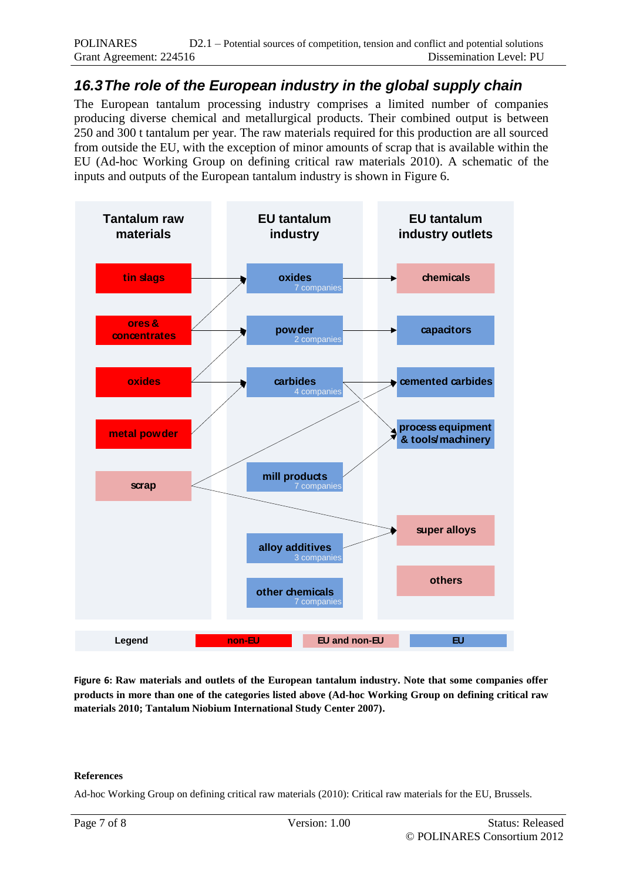## 16.3 The role of the European industry in the global supply chain

The European tantalum processing industry comprises a limited number of companies producing diverse chemical and metallurgical products. Their combined output is between 250 and 300 t tantalum per year. The raw materials required for this production are all sourced from outside the EU, with the exception of minor amounts of scrap that is available within the EU (Ad-hoc Working Group on defining critical raw materials 2010). A schematic of the inputs and outputs of the European tantalum industry is shown in Figure 6.

| Tantalum raw materials | EU tantalum industry | EU tantalum industry outlets |
|---|---|---|
| tin slags | oxides (7 companies) | chemicals |
| ores & concentrates | powder (2 companies) | capacitors |
| oxides | carbides (4 companies) | cemented carbides |
| metal powder | | process equipment & tools/machinery |
| scrap | mill products (7 companies) | |
| | | super alloys |
| | alloy additives (3 companies) | others |
| | other chemicals (7 companies) | |

Legend: non-EU · EU and non-EU · EU

**Figure 6: Raw materials and outlets of the European tantalum industry. Note that some companies offer products in more than one of the categories listed above (Ad-hoc Working Group on defining critical raw materials 2010; Tantalum Niobium International Study Center 2007).**

**References**

Ad-hoc Working Group on defining critical raw materials (2010): Critical raw materials for the EU, Brussels.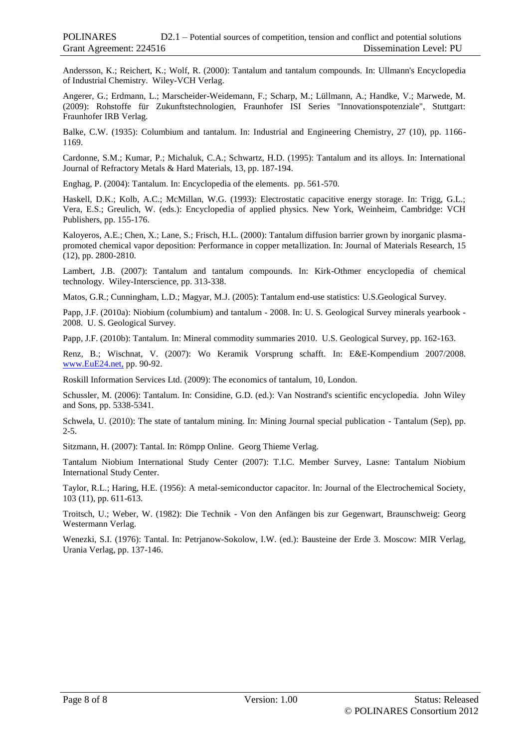Andersson, K.; Reichert, K.; Wolf, R. (2000): Tantalum and tantalum compounds. In: Ullmann's Encyclopedia of Industrial Chemistry. Wiley-VCH Verlag.

Angerer, G.; Erdmann, L.; Marscheider-Weidemann, F.; Scharp, M.; Lüllmann, A.; Handke, V.; Marwede, M. (2009): Rohstoffe für Zukunftstechnologien, Fraunhofer ISI Series "Innovationspotenziale", Stuttgart: Fraunhofer IRB Verlag.

Balke, C.W. (1935): Columbium and tantalum. In: Industrial and Engineering Chemistry, 27 (10), pp. 1166-1169.

Cardonne, S.M.; Kumar, P.; Michaluk, C.A.; Schwartz, H.D. (1995): Tantalum and its alloys. In: International Journal of Refractory Metals & Hard Materials, 13, pp. 187-194.

Enghag, P. (2004): Tantalum. In: Encyclopedia of the elements. pp. 561-570.

Haskell, D.K.; Kolb, A.C.; McMillan, W.G. (1993): Electrostatic capacitive energy storage. In: Trigg, G.L.; Vera, E.S.; Greulich, W. (eds.): Encyclopedia of applied physics. New York, Weinheim, Cambridge: VCH Publishers, pp. 155-176.

Kaloyeros, A.E.; Chen, X.; Lane, S.; Frisch, H.L. (2000): Tantalum diffusion barrier grown by inorganic plasma-promoted chemical vapor deposition: Performance in copper metallization. In: Journal of Materials Research, 15 (12), pp. 2800-2810.

Lambert, J.B. (2007): Tantalum and tantalum compounds. In: Kirk-Othmer encyclopedia of chemical technology. Wiley-Interscience, pp. 313-338.

Matos, G.R.; Cunningham, L.D.; Magyar, M.J. (2005): Tantalum end-use statistics: U.S.Geological Survey.

Papp, J.F. (2010a): Niobium (columbium) and tantalum - 2008. In: U. S. Geological Survey minerals yearbook - 2008. U. S. Geological Survey.

Papp, J.F. (2010b): Tantalum. In: Mineral commodity summaries 2010. U.S. Geological Survey, pp. 162-163.

Renz, B.; Wischnat, V. (2007): Wo Keramik Vorsprung schafft. In: E&E-Kompendium 2007/2008. www.EuE24.net, pp. 90-92.

Roskill Information Services Ltd. (2009): The economics of tantalum, 10, London.

Schussler, M. (2006): Tantalum. In: Considine, G.D. (ed.): Van Nostrand's scientific encyclopedia. John Wiley and Sons, pp. 5338-5341.

Schwela, U. (2010): The state of tantalum mining. In: Mining Journal special publication - Tantalum (Sep), pp. 2-5.

Sitzmann, H. (2007): Tantal. In: Römpp Online. Georg Thieme Verlag.

Tantalum Niobium International Study Center (2007): T.I.C. Member Survey, Lasne: Tantalum Niobium International Study Center.

Taylor, R.L.; Haring, H.E. (1956): A metal-semiconductor capacitor. In: Journal of the Electrochemical Society, 103 (11), pp. 611-613.

Troitsch, U.; Weber, W. (1982): Die Technik - Von den Anfängen bis zur Gegenwart, Braunschweig: Georg Westermann Verlag.

Wenezki, S.I. (1976): Tantal. In: Petrjanow-Sokolow, I.W. (ed.): Bausteine der Erde 3. Moscow: MIR Verlag, Urania Verlag, pp. 137-146.